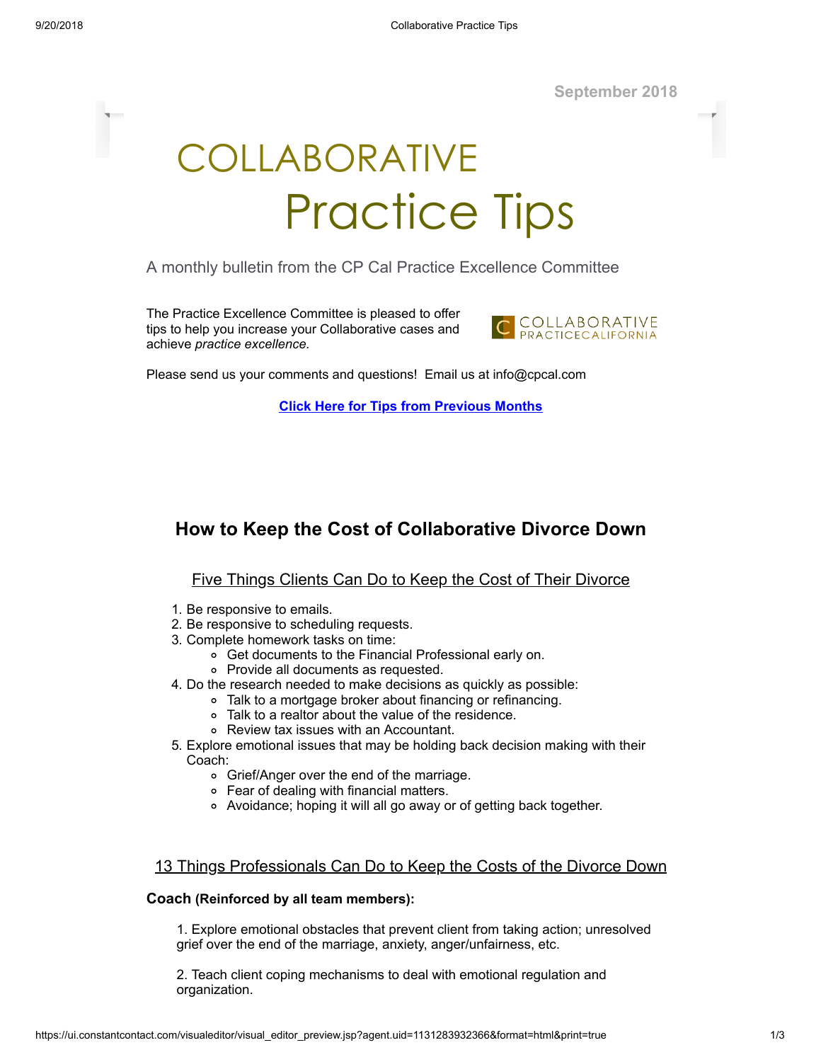September 2018

# COLLABORATIVE Practice Tips

A monthly bulletin from the CP Cal Practice Excellence Committee

The Practice Excellence Committee is pleased to offer tips to help you increase your Collaborative cases and achieve *practice excellence.*

COLLABORATIVE PRACTICECALIFORNIA

Please send us your comments and questions! Email us at info@cpcal.com

**Click Here for Tips from Previous Months**

## How to Keep the Cost of Collaborative Divorce Down

### Five Things Clients Can Do to Keep the Cost of Their Divorce

1. Be responsive to emails.
2. Be responsive to scheduling requests.
3. Complete homework tasks on time:
   - Get documents to the Financial Professional early on.
   - Provide all documents as requested.
4. Do the research needed to make decisions as quickly as possible:
   - Talk to a mortgage broker about financing or refinancing.
   - Talk to a realtor about the value of the residence.
   - Review tax issues with an Accountant.
5. Explore emotional issues that may be holding back decision making with their Coach:
   - Grief/Anger over the end of the marriage.
   - Fear of dealing with financial matters.
   - Avoidance; hoping it will all go away or of getting back together.

### 13 Things Professionals Can Do to Keep the Costs of the Divorce Down

**Coach (Reinforced by all team members):**

1. Explore emotional obstacles that prevent client from taking action; unresolved grief over the end of the marriage, anxiety, anger/unfairness, etc.

2. Teach client coping mechanisms to deal with emotional regulation and organization.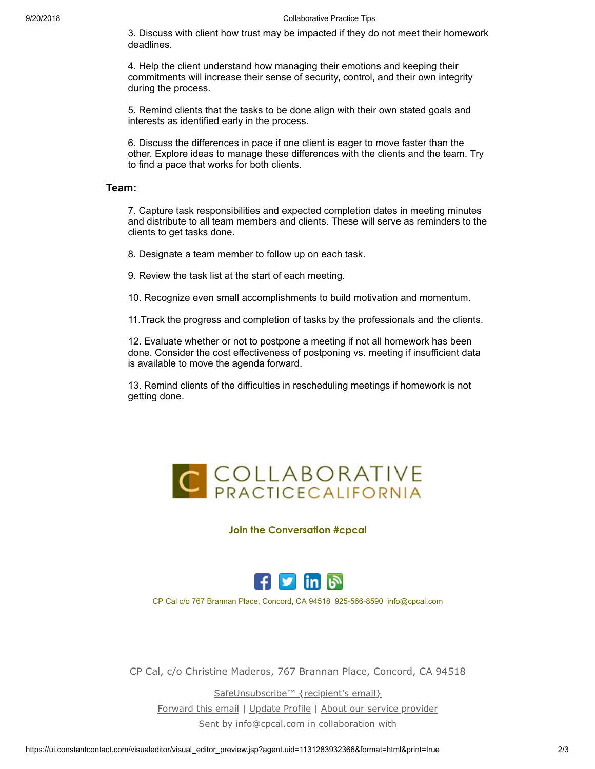3. Discuss with client how trust may be impacted if they do not meet their homework deadlines.

4. Help the client understand how managing their emotions and keeping their commitments will increase their sense of security, control, and their own integrity during the process.

5. Remind clients that the tasks to be done align with their own stated goals and interests as identified early in the process.

6. Discuss the differences in pace if one client is eager to move faster than the other. Explore ideas to manage these differences with the clients and the team. Try to find a pace that works for both clients.

**Team:**

7. Capture task responsibilities and expected completion dates in meeting minutes and distribute to all team members and clients. These will serve as reminders to the clients to get tasks done.

8. Designate a team member to follow up on each task.

9. Review the task list at the start of each meeting.

10. Recognize even small accomplishments to build motivation and momentum.

11.Track the progress and completion of tasks by the professionals and the clients.

12. Evaluate whether or not to postpone a meeting if not all homework has been done. Consider the cost effectiveness of postponing vs. meeting if insufficient data is available to move the agenda forward.

13. Remind clients of the difficulties in rescheduling meetings if homework is not getting done.

COLLABORATIVE PRACTICECALIFORNIA

**Join the Conversation #cpcal**

CP Cal c/o 767 Brannan Place, Concord, CA 94518 925-566-8590 info@cpcal.com

CP Cal, c/o Christine Maderos, 767 Brannan Place, Concord, CA 94518

SafeUnsubscribe™ {recipient's email}

Forward this email | Update Profile | About our service provider

Sent by info@cpcal.com in collaboration with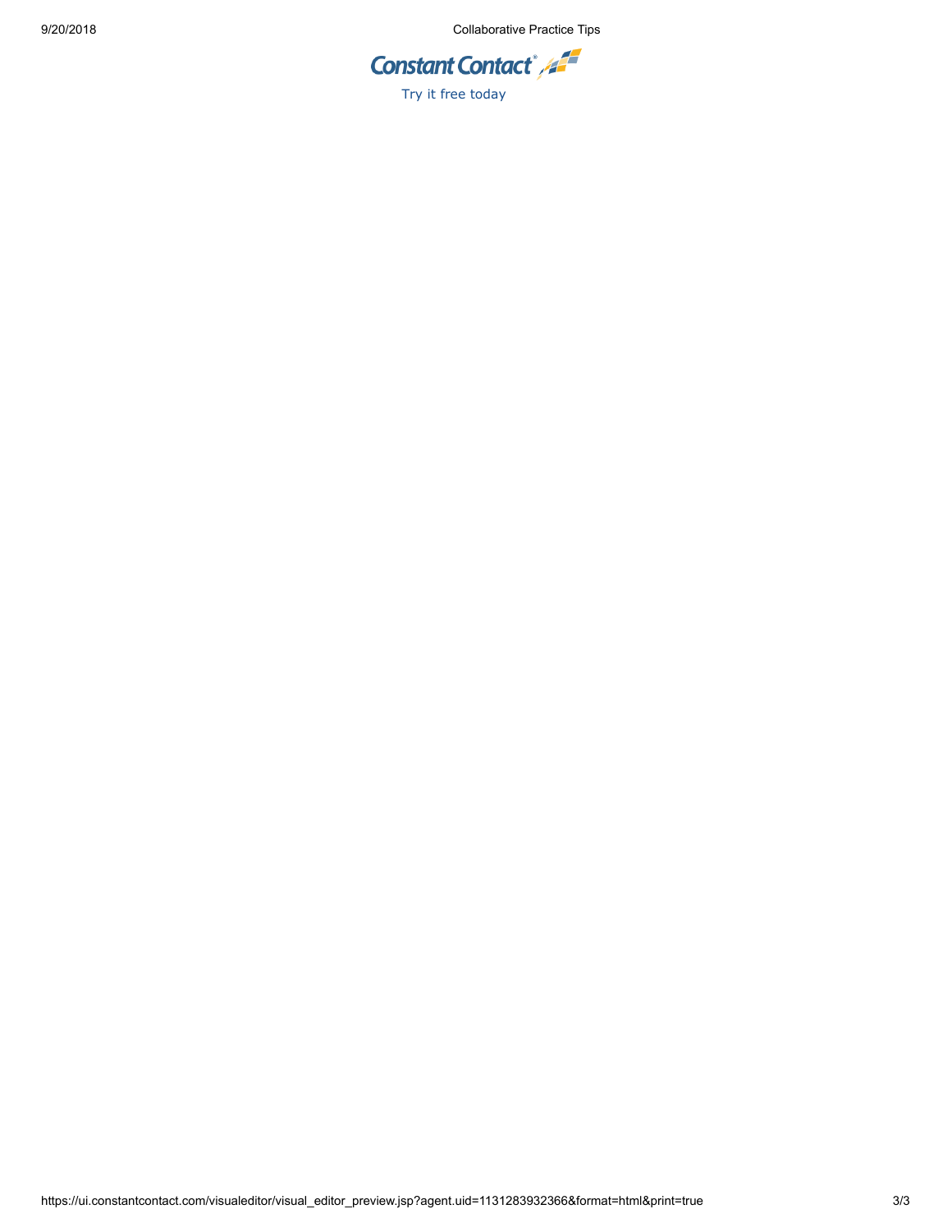Constant Contact

Try it free today